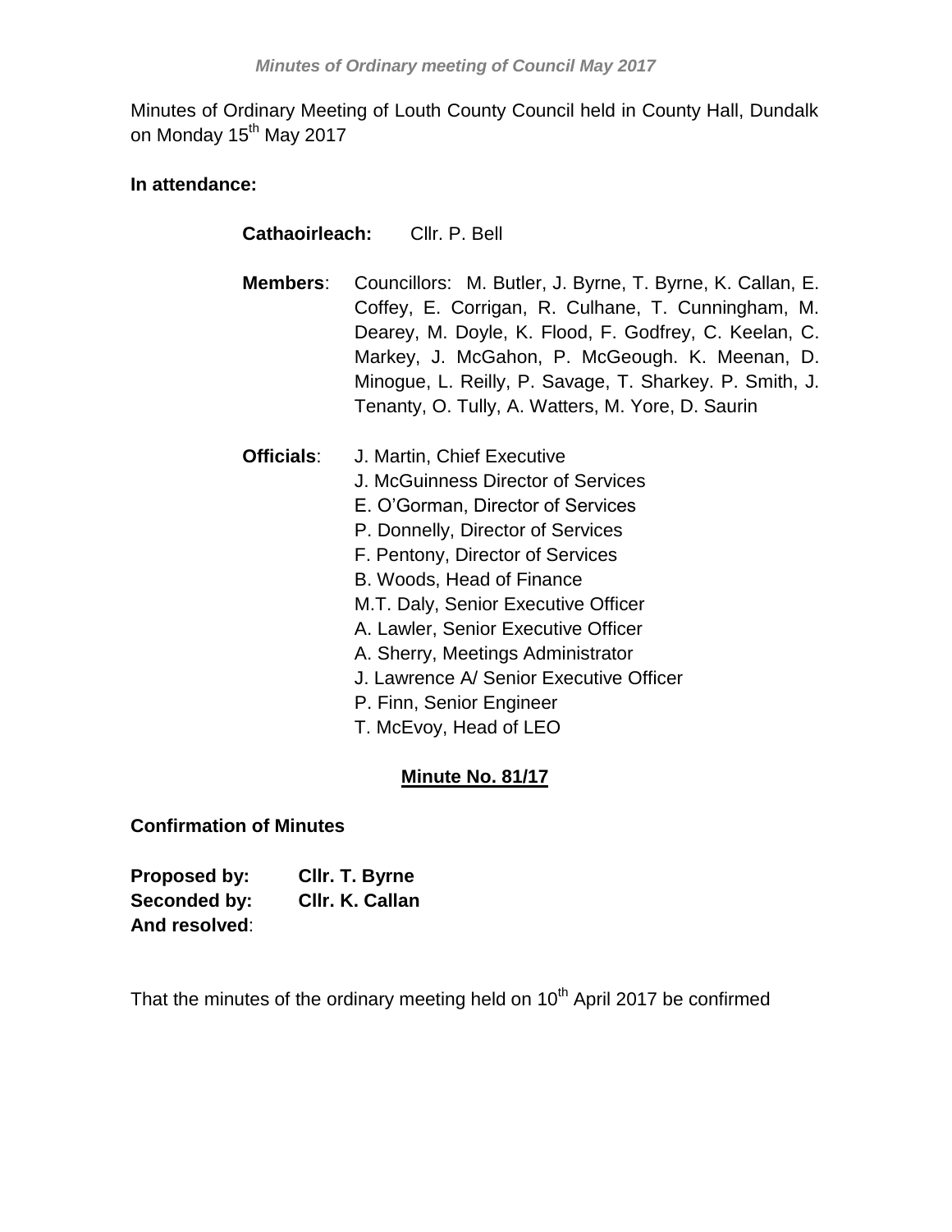Minutes of Ordinary Meeting of Louth County Council held in County Hall, Dundalk on Monday 15th May 2017

**In attendance:**

**Cathaoirleach:** Cllr. P. Bell

**Members**: Councillors: M. Butler, J. Byrne, T. Byrne, K. Callan, E. Coffey, E. Corrigan, R. Culhane, T. Cunningham, M. Dearey, M. Doyle, K. Flood, F. Godfrey, C. Keelan, C. Markey, J. McGahon, P. McGeough. K. Meenan, D. Minogue, L. Reilly, P. Savage, T. Sharkey. P. Smith, J. Tenanty, O. Tully, A. Watters, M. Yore, D. Saurin

**Officials**:
- J. Martin, Chief Executive
- J. McGuinness Director of Services
- E. O'Gorman, Director of Services
- P. Donnelly, Director of Services
- F. Pentony, Director of Services
- B. Woods, Head of Finance
- M.T. Daly, Senior Executive Officer
- A. Lawler, Senior Executive Officer
- A. Sherry, Meetings Administrator
- J. Lawrence A/ Senior Executive Officer
- P. Finn, Senior Engineer
- T. McEvoy, Head of LEO

## Minute No. 81/17

**Confirmation of Minutes**

**Proposed by:** **Cllr. T. Byrne**
**Seconded by:** **Cllr. K. Callan**
**And resolved**:

That the minutes of the ordinary meeting held on 10th April 2017 be confirmed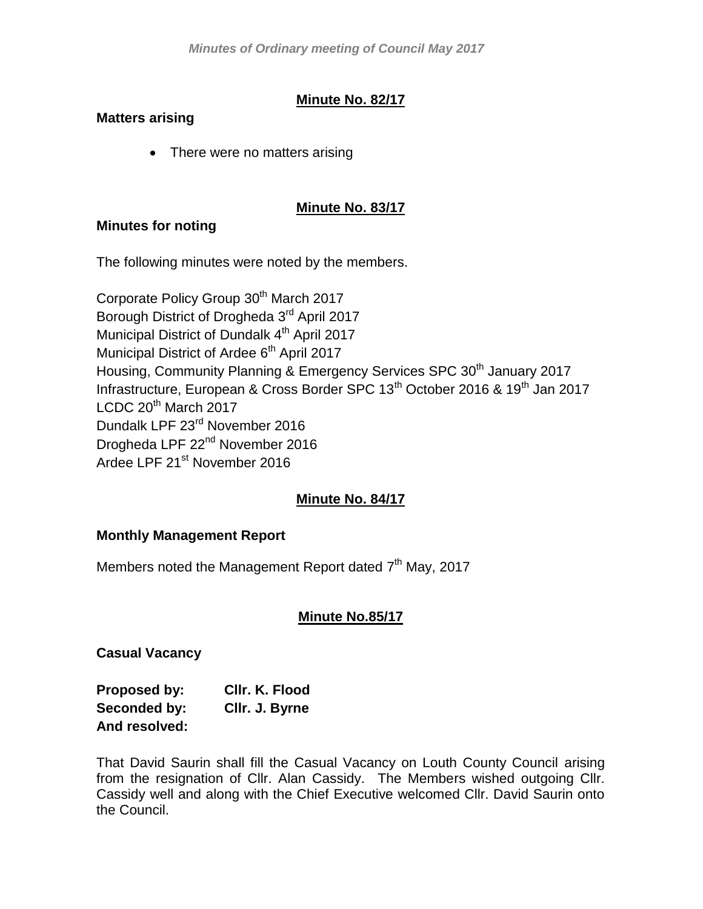**Minute No. 82/17**

**Matters arising**

- There were no matters arising

**Minute No. 83/17**

**Minutes for noting**

The following minutes were noted by the members.

Corporate Policy Group 30th March 2017
Borough District of Drogheda 3rd April 2017
Municipal District of Dundalk 4th April 2017
Municipal District of Ardee 6th April 2017
Housing, Community Planning & Emergency Services SPC 30th January 2017
Infrastructure, European & Cross Border SPC 13th October 2016 & 19th Jan 2017
LCDC 20th March 2017
Dundalk LPF 23rd November 2016
Drogheda LPF 22nd November 2016
Ardee LPF 21st November 2016

**Minute No. 84/17**

**Monthly Management Report**

Members noted the Management Report dated 7th May, 2017

**Minute No.85/17**

**Casual Vacancy**

**Proposed by:** **Cllr. K. Flood**
**Seconded by:** **Cllr. J. Byrne**
**And resolved:**

That David Saurin shall fill the Casual Vacancy on Louth County Council arising from the resignation of Cllr. Alan Cassidy. The Members wished outgoing Cllr. Cassidy well and along with the Chief Executive welcomed Cllr. David Saurin onto the Council.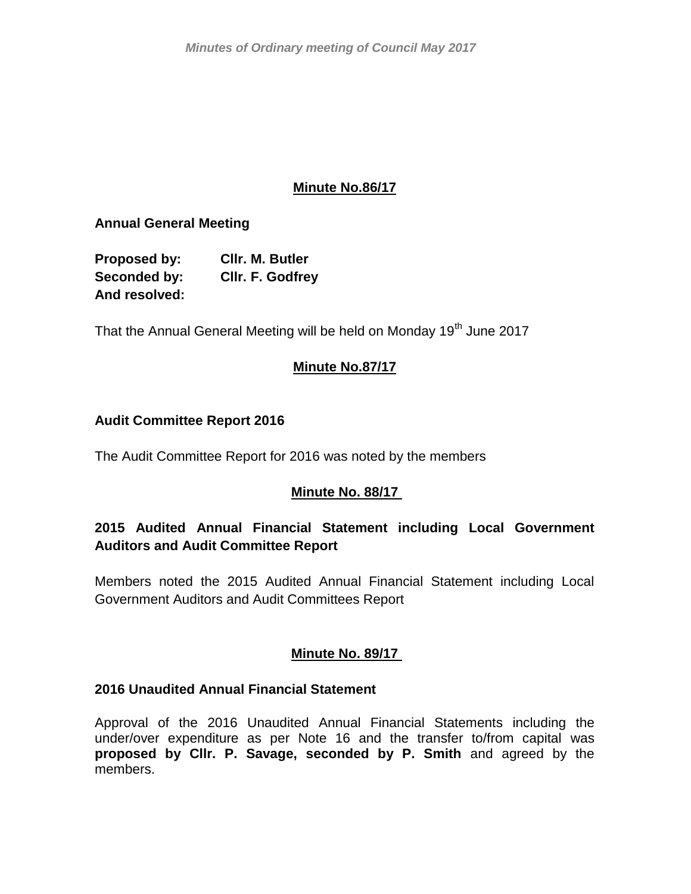**Minute No.86/17**

**Annual General Meeting**

**Proposed by:** **Cllr. M. Butler**
**Seconded by:** **Cllr. F. Godfrey**
**And resolved:**

That the Annual General Meeting will be held on Monday 19th June 2017

**Minute No.87/17**

**Audit Committee Report 2016**

The Audit Committee Report for 2016 was noted by the members

**Minute No. 88/17**

**2015 Audited Annual Financial Statement including Local Government Auditors and Audit Committee Report**

Members noted the 2015 Audited Annual Financial Statement including Local Government Auditors and Audit Committees Report

**Minute No. 89/17**

**2016 Unaudited Annual Financial Statement**

Approval of the 2016 Unaudited Annual Financial Statements including the under/over expenditure as per Note 16 and the transfer to/from capital was **proposed by Cllr. P. Savage, seconded by P. Smith** and agreed by the members.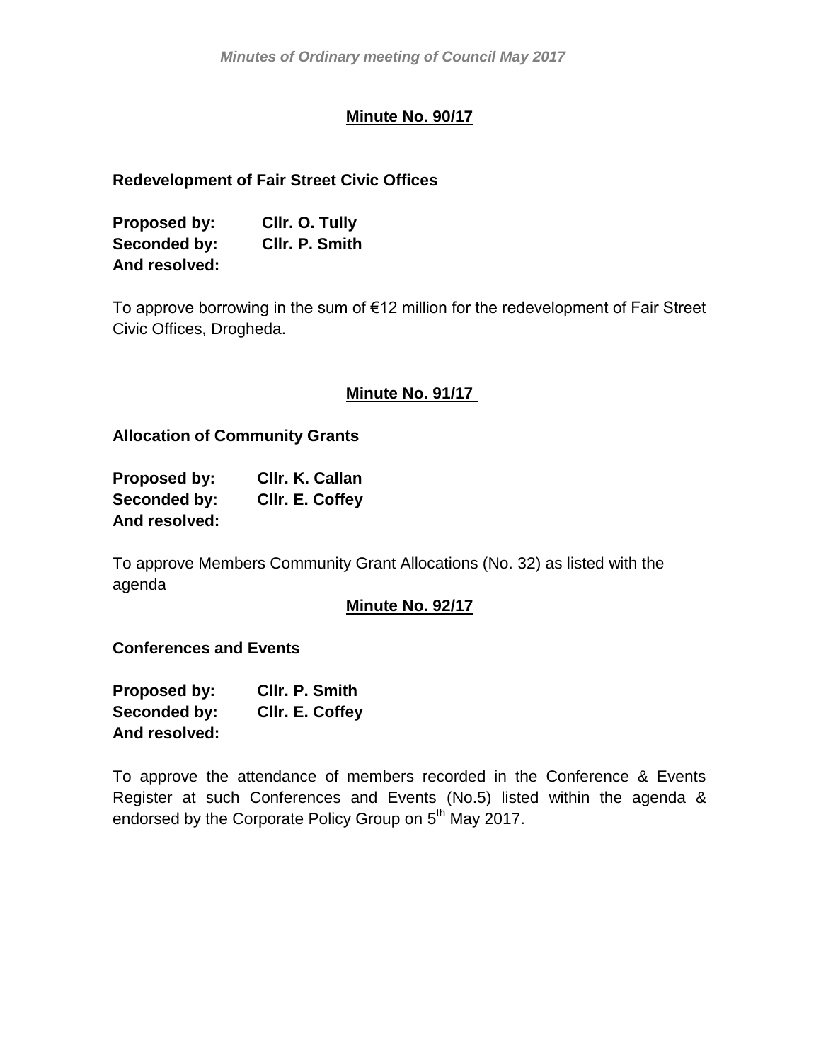## Minute No. 90/17

**Redevelopment of Fair Street Civic Offices**

**Proposed by:** **Cllr. O. Tully**
**Seconded by:** **Cllr. P. Smith**
**And resolved:**

To approve borrowing in the sum of €12 million for the redevelopment of Fair Street Civic Offices, Drogheda.

## Minute No. 91/17

**Allocation of Community Grants**

**Proposed by:** **Cllr. K. Callan**
**Seconded by:** **Cllr. E. Coffey**
**And resolved:**

To approve Members Community Grant Allocations (No. 32) as listed with the agenda

## Minute No. 92/17

**Conferences and Events**

**Proposed by:** **Cllr. P. Smith**
**Seconded by:** **Cllr. E. Coffey**
**And resolved:**

To approve the attendance of members recorded in the Conference & Events Register at such Conferences and Events (No.5) listed within the agenda & endorsed by the Corporate Policy Group on 5th May 2017.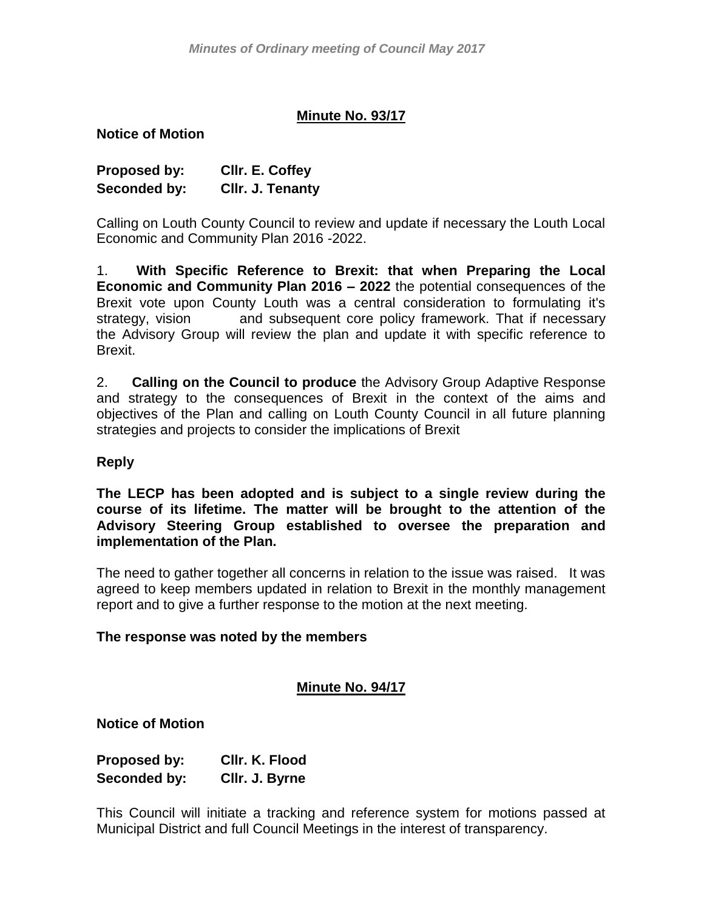## Minute No. 93/17

**Notice of Motion**

**Proposed by:** **Cllr. E. Coffey**
**Seconded by:** **Cllr. J. Tenanty**

Calling on Louth County Council to review and update if necessary the Louth Local Economic and Community Plan 2016 -2022.

1. **With Specific Reference to Brexit: that when Preparing the Local Economic and Community Plan 2016 – 2022** the potential consequences of the Brexit vote upon County Louth was a central consideration to formulating it's strategy, vision and subsequent core policy framework. That if necessary the Advisory Group will review the plan and update it with specific reference to Brexit.

2. **Calling on the Council to produce** the Advisory Group Adaptive Response and strategy to the consequences of Brexit in the context of the aims and objectives of the Plan and calling on Louth County Council in all future planning strategies and projects to consider the implications of Brexit

**Reply**

**The LECP has been adopted and is subject to a single review during the course of its lifetime. The matter will be brought to the attention of the Advisory Steering Group established to oversee the preparation and implementation of the Plan.**

The need to gather together all concerns in relation to the issue was raised. It was agreed to keep members updated in relation to Brexit in the monthly management report and to give a further response to the motion at the next meeting.

**The response was noted by the members**

## Minute No. 94/17

**Notice of Motion**

**Proposed by:** **Cllr. K. Flood**
**Seconded by:** **Cllr. J. Byrne**

This Council will initiate a tracking and reference system for motions passed at Municipal District and full Council Meetings in the interest of transparency.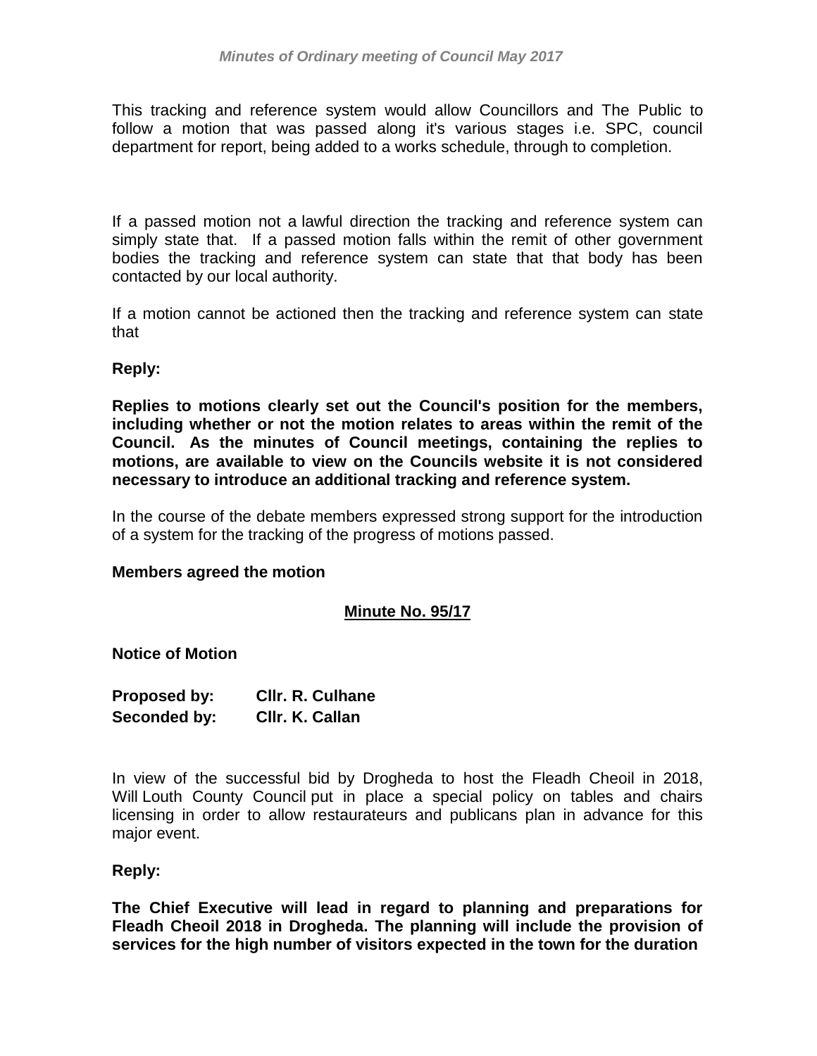This tracking and reference system would allow Councillors and The Public to follow a motion that was passed along it's various stages i.e. SPC, council department for report, being added to a works schedule, through to completion.

If a passed motion not a lawful direction the tracking and reference system can simply state that. If a passed motion falls within the remit of other government bodies the tracking and reference system can state that that body has been contacted by our local authority.

If a motion cannot be actioned then the tracking and reference system can state that

**Reply:**

**Replies to motions clearly set out the Council's position for the members, including whether or not the motion relates to areas within the remit of the Council. As the minutes of Council meetings, containing the replies to motions, are available to view on the Councils website it is not considered necessary to introduce an additional tracking and reference system.**

In the course of the debate members expressed strong support for the introduction of a system for the tracking of the progress of motions passed.

**Members agreed the motion**

**Minute No. 95/17**

**Notice of Motion**

**Proposed by: Cllr. R. Culhane**
**Seconded by: Cllr. K. Callan**

In view of the successful bid by Drogheda to host the Fleadh Cheoil in 2018, Will Louth County Council put in place a special policy on tables and chairs licensing in order to allow restaurateurs and publicans plan in advance for this major event.

**Reply:**

**The Chief Executive will lead in regard to planning and preparations for Fleadh Cheoil 2018 in Drogheda. The planning will include the provision of services for the high number of visitors expected in the town for the duration**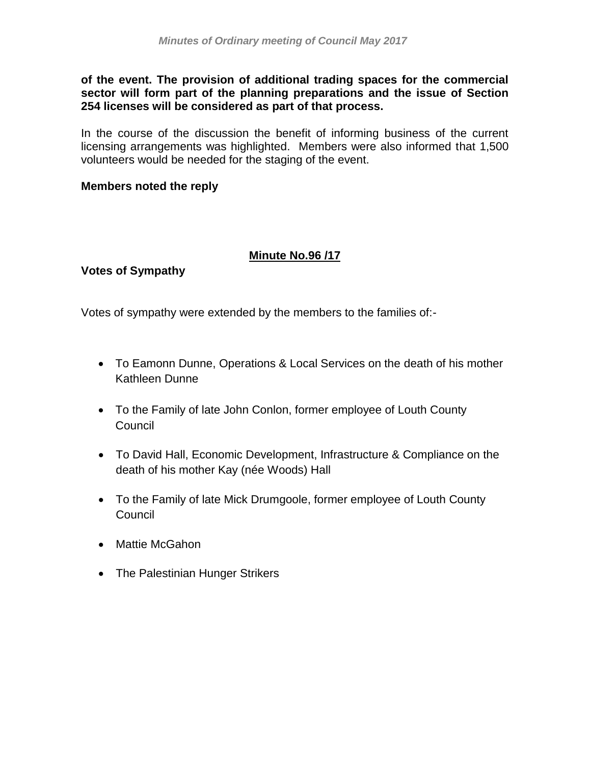**of the event. The provision of additional trading spaces for the commercial sector will form part of the planning preparations and the issue of Section 254 licenses will be considered as part of that process.**

In the course of the discussion the benefit of informing business of the current licensing arrangements was highlighted. Members were also informed that 1,500 volunteers would be needed for the staging of the event.

**Members noted the reply**

## Minute No.96 /17

**Votes of Sympathy**

Votes of sympathy were extended by the members to the families of:-

- To Eamonn Dunne, Operations & Local Services on the death of his mother Kathleen Dunne
- To the Family of late John Conlon, former employee of Louth County Council
- To David Hall, Economic Development, Infrastructure & Compliance on the death of his mother Kay (née Woods) Hall
- To the Family of late Mick Drumgoole, former employee of Louth County Council
- Mattie McGahon
- The Palestinian Hunger Strikers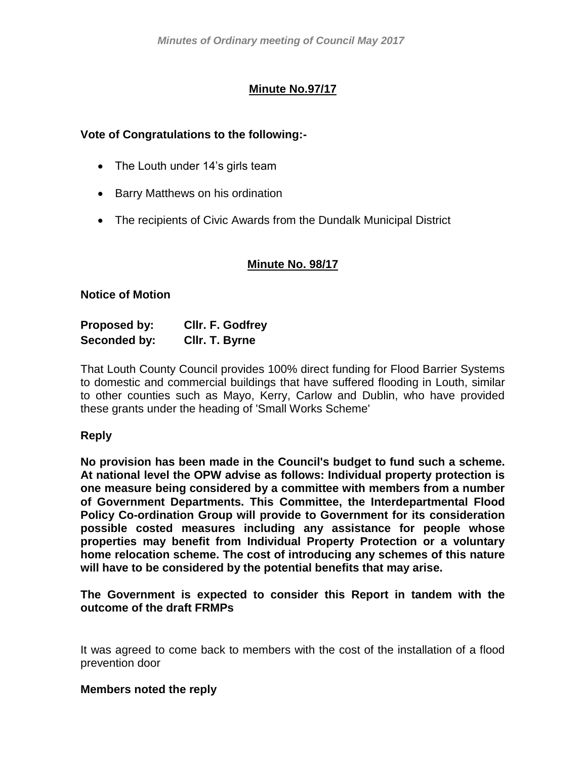## Minute No.97/17

**Vote of Congratulations to the following:-**

- The Louth under 14's girls team
- Barry Matthews on his ordination
- The recipients of Civic Awards from the Dundalk Municipal District

## Minute No. 98/17

**Notice of Motion**

**Proposed by:** **Cllr. F. Godfrey**
**Seconded by:** **Cllr. T. Byrne**

That Louth County Council provides 100% direct funding for Flood Barrier Systems to domestic and commercial buildings that have suffered flooding in Louth, similar to other counties such as Mayo, Kerry, Carlow and Dublin, who have provided these grants under the heading of 'Small Works Scheme'

**Reply**

**No provision has been made in the Council's budget to fund such a scheme. At national level the OPW advise as follows: Individual property protection is one measure being considered by a committee with members from a number of Government Departments. This Committee, the Interdepartmental Flood Policy Co-ordination Group will provide to Government for its consideration possible costed measures including any assistance for people whose properties may benefit from Individual Property Protection or a voluntary home relocation scheme. The cost of introducing any schemes of this nature will have to be considered by the potential benefits that may arise.**

**The Government is expected to consider this Report in tandem with the outcome of the draft FRMPs**

It was agreed to come back to members with the cost of the installation of a flood prevention door

**Members noted the reply**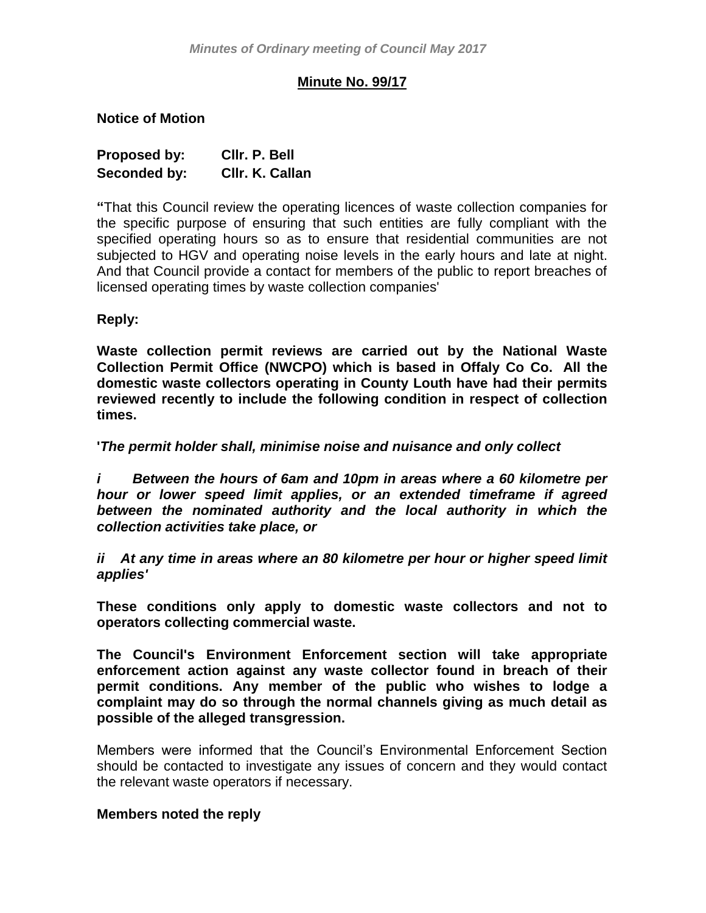## Minute No. 99/17

**Notice of Motion**

**Proposed by:** **Cllr. P. Bell**
**Seconded by:** **Cllr. K. Callan**

**"**That this Council review the operating licences of waste collection companies for the specific purpose of ensuring that such entities are fully compliant with the specified operating hours so as to ensure that residential communities are not subjected to HGV and operating noise levels in the early hours and late at night. And that Council provide a contact for members of the public to report breaches of licensed operating times by waste collection companies'

**Reply:**

**Waste collection permit reviews are carried out by the National Waste Collection Permit Office (NWCPO) which is based in Offaly Co Co. All the domestic waste collectors operating in County Louth have had their permits reviewed recently to include the following condition in respect of collection times.**

**'*The permit holder shall, minimise noise and nuisance and only collect***

***i Between the hours of 6am and 10pm in areas where a 60 kilometre per hour or lower speed limit applies, or an extended timeframe if agreed between the nominated authority and the local authority in which the collection activities take place, or***

***ii At any time in areas where an 80 kilometre per hour or higher speed limit applies'***

**These conditions only apply to domestic waste collectors and not to operators collecting commercial waste.**

**The Council's Environment Enforcement section will take appropriate enforcement action against any waste collector found in breach of their permit conditions. Any member of the public who wishes to lodge a complaint may do so through the normal channels giving as much detail as possible of the alleged transgression.**

Members were informed that the Council's Environmental Enforcement Section should be contacted to investigate any issues of concern and they would contact the relevant waste operators if necessary.

**Members noted the reply**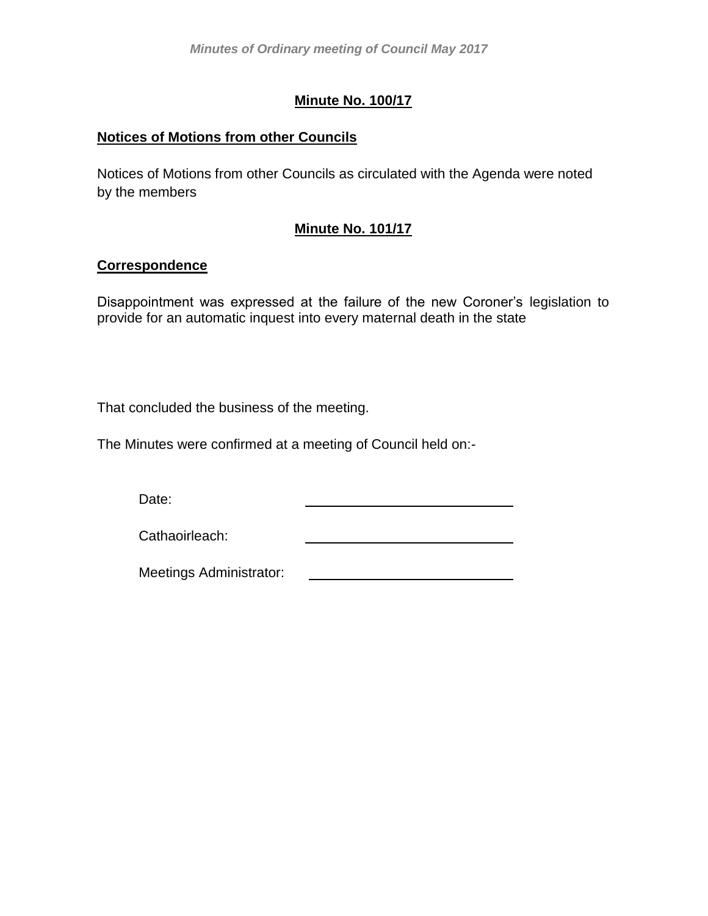## Minute No. 100/17

### Notices of Motions from other Councils

Notices of Motions from other Councils as circulated with the Agenda were noted by the members

## Minute No. 101/17

### Correspondence

Disappointment was expressed at the failure of the new Coroner's legislation to provide for an automatic inquest into every maternal death in the state

That concluded the business of the meeting.

The Minutes were confirmed at a meeting of Council held on:-

Date: \_\_\_\_\_\_\_\_\_\_\_\_\_\_\_\_\_\_\_\_\_\_\_\_\_\_

Cathaoirleach: \_\_\_\_\_\_\_\_\_\_\_\_\_\_\_\_\_\_\_\_\_\_\_\_\_\_

Meetings Administrator: \_\_\_\_\_\_\_\_\_\_\_\_\_\_\_\_\_\_\_\_\_\_\_\_\_\_